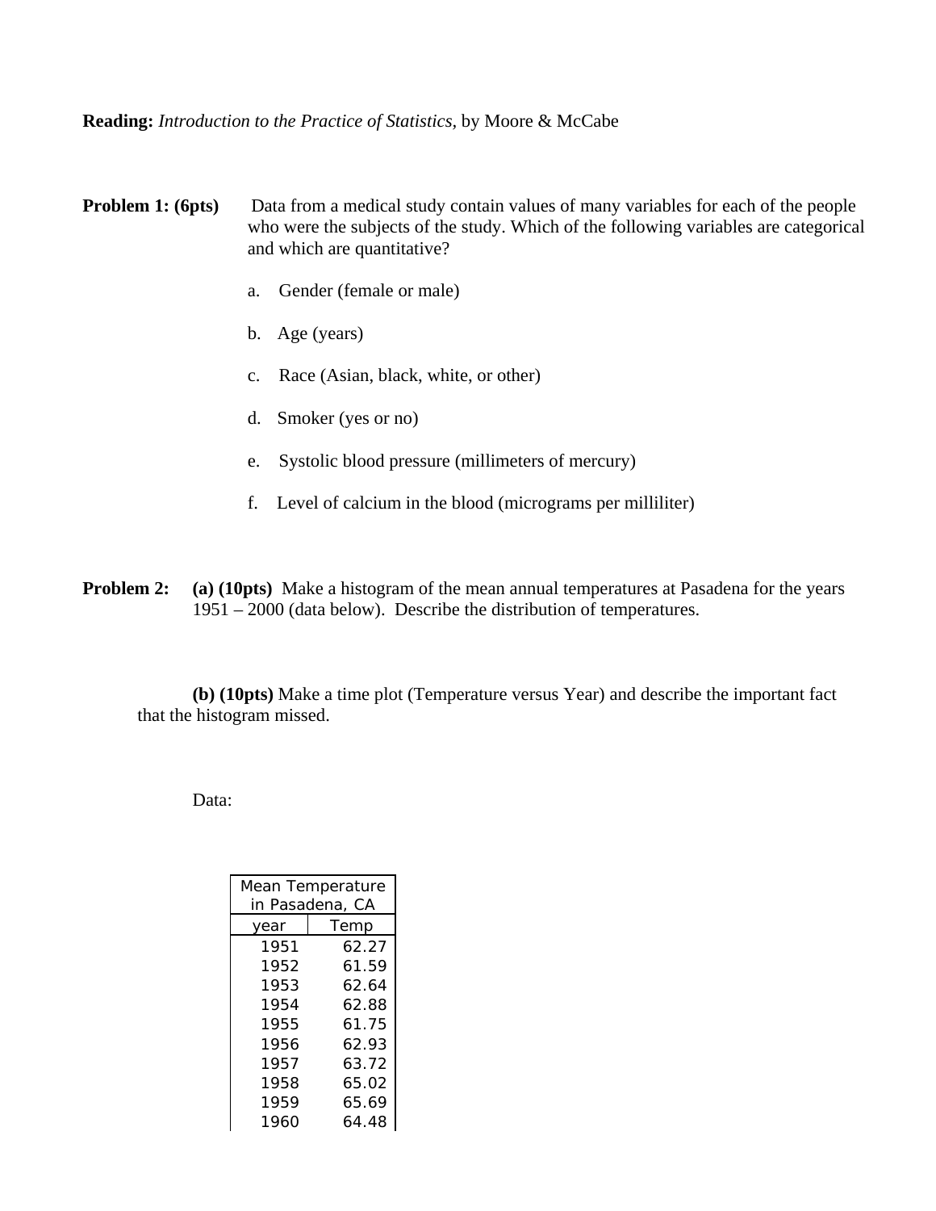**Reading:** *Introduction to the Practice of Statistics,* by Moore & McCabe

**Problem 1: (6pts)** Data from a medical study contain values of many variables for each of the people who were the subjects of the study. Which of the following variables are categorical and which are quantitative?

a. Gender (female or male)

b. Age (years)

c. Race (Asian, black, white, or other)

d. Smoker (yes or no)

e. Systolic blood pressure (millimeters of mercury)

f. Level of calcium in the blood (micrograms per milliliter)

**Problem 2:** **(a) (10pts)** Make a histogram of the mean annual temperatures at Pasadena for the years 1951 – 2000 (data below). Describe the distribution of temperatures.

**(b) (10pts)** Make a time plot (Temperature versus Year) and describe the important fact that the histogram missed.

Data:

| Mean Temperature in Pasadena, CA | |
|---|---|
| year | Temp |
| 1951 | 62.27 |
| 1952 | 61.59 |
| 1953 | 62.64 |
| 1954 | 62.88 |
| 1955 | 61.75 |
| 1956 | 62.93 |
| 1957 | 63.72 |
| 1958 | 65.02 |
| 1959 | 65.69 |
| 1960 | 64.48 |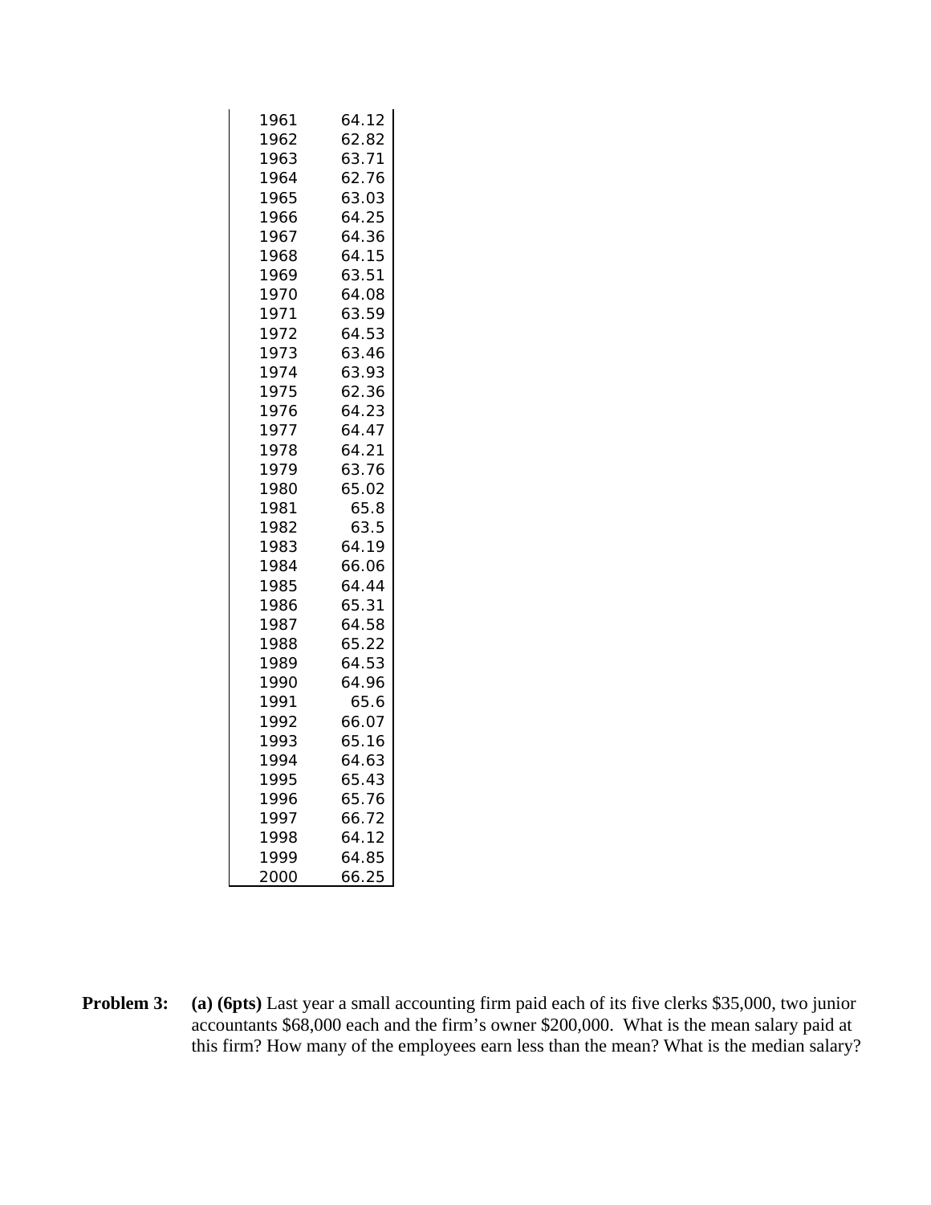| | |
|---|---|
| 1961 | 64.12 |
| 1962 | 62.82 |
| 1963 | 63.71 |
| 1964 | 62.76 |
| 1965 | 63.03 |
| 1966 | 64.25 |
| 1967 | 64.36 |
| 1968 | 64.15 |
| 1969 | 63.51 |
| 1970 | 64.08 |
| 1971 | 63.59 |
| 1972 | 64.53 |
| 1973 | 63.46 |
| 1974 | 63.93 |
| 1975 | 62.36 |
| 1976 | 64.23 |
| 1977 | 64.47 |
| 1978 | 64.21 |
| 1979 | 63.76 |
| 1980 | 65.02 |
| 1981 | 65.8 |
| 1982 | 63.5 |
| 1983 | 64.19 |
| 1984 | 66.06 |
| 1985 | 64.44 |
| 1986 | 65.31 |
| 1987 | 64.58 |
| 1988 | 65.22 |
| 1989 | 64.53 |
| 1990 | 64.96 |
| 1991 | 65.6 |
| 1992 | 66.07 |
| 1993 | 65.16 |
| 1994 | 64.63 |
| 1995 | 65.43 |
| 1996 | 65.76 |
| 1997 | 66.72 |
| 1998 | 64.12 |
| 1999 | 64.85 |
| 2000 | 66.25 |

**Problem 3:** **(a) (6pts)** Last year a small accounting firm paid each of its five clerks $35,000, two junior accountants $68,000 each and the firm's owner $200,000. What is the mean salary paid at this firm? How many of the employees earn less than the mean? What is the median salary?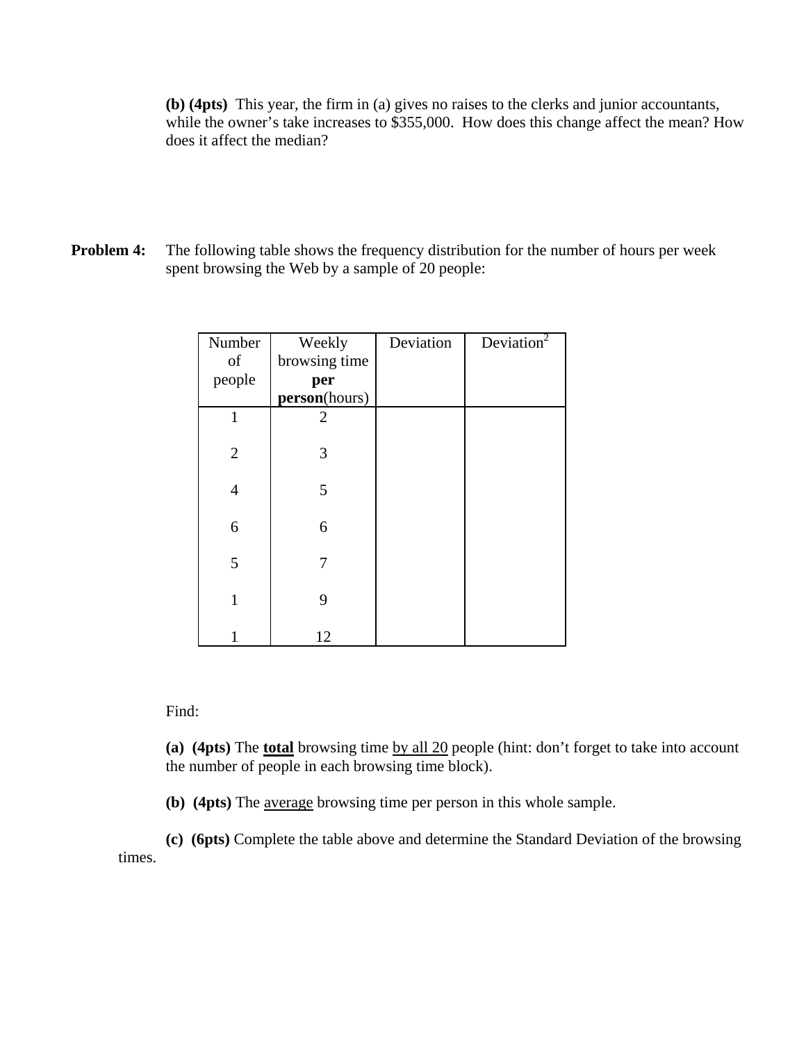**(b) (4pts)** This year, the firm in (a) gives no raises to the clerks and junior accountants, while the owner's take increases to $355,000. How does this change affect the mean? How does it affect the median?

**Problem 4:** The following table shows the frequency distribution for the number of hours per week spent browsing the Web by a sample of 20 people:

| Number of people | Weekly browsing time **per person**(hours) | Deviation | Deviation$^2$ |
|---|---|---|---|
| 1 | 2 | | |
| 2 | 3 | | |
| 4 | 5 | | |
| 6 | 6 | | |
| 5 | 7 | | |
| 1 | 9 | | |
| 1 | 12 | | |

Find:

**(a) (4pts)** The **total** browsing time by all 20 people (hint: don't forget to take into account the number of people in each browsing time block).

**(b) (4pts)** The average browsing time per person in this whole sample.

**(c) (6pts)** Complete the table above and determine the Standard Deviation of the browsing times.